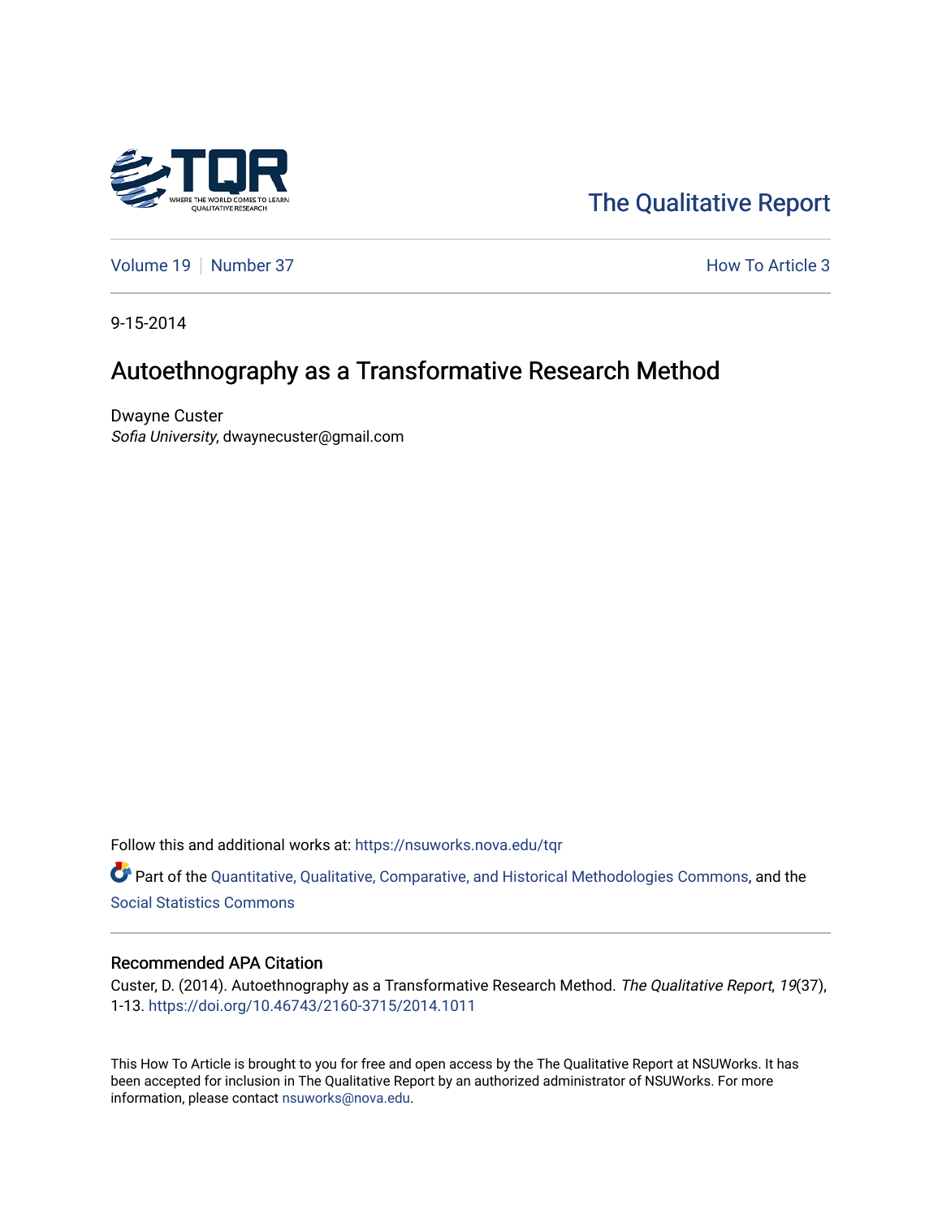The Qualitative Report

Volume 19 | Number 37 | How To Article 3

9-15-2014

# Autoethnography as a Transformative Research Method

Dwayne Custer
*Sofia University*, dwaynecuster@gmail.com

Follow this and additional works at: https://nsuworks.nova.edu/tqr

Part of the Quantitative, Qualitative, Comparative, and Historical Methodologies Commons, and the Social Statistics Commons

## Recommended APA Citation

Custer, D. (2014). Autoethnography as a Transformative Research Method. *The Qualitative Report*, *19*(37), 1-13. https://doi.org/10.46743/2160-3715/2014.1011

This How To Article is brought to you for free and open access by the The Qualitative Report at NSUWorks. It has been accepted for inclusion in The Qualitative Report by an authorized administrator of NSUWorks. For more information, please contact nsuworks@nova.edu.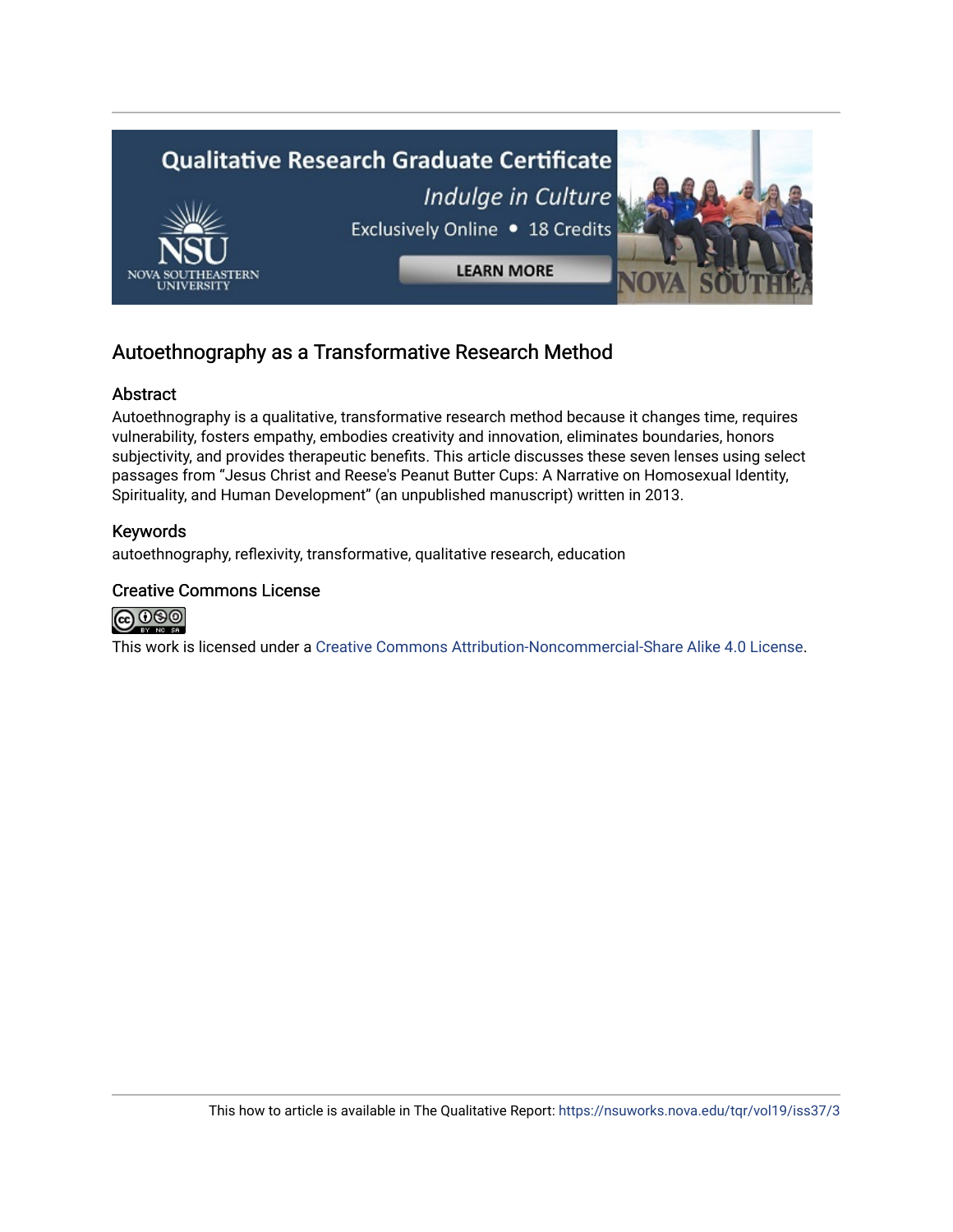## Autoethnography as a Transformative Research Method

### Abstract

Autoethnography is a qualitative, transformative research method because it changes time, requires vulnerability, fosters empathy, embodies creativity and innovation, eliminates boundaries, honors subjectivity, and provides therapeutic benefits. This article discusses these seven lenses using select passages from "Jesus Christ and Reese's Peanut Butter Cups: A Narrative on Homosexual Identity, Spirituality, and Human Development" (an unpublished manuscript) written in 2013.

### Keywords

autoethnography, reflexivity, transformative, qualitative research, education

### Creative Commons License

This work is licensed under a Creative Commons Attribution-Noncommercial-Share Alike 4.0 License.

This how to article is available in The Qualitative Report: https://nsuworks.nova.edu/tqr/vol19/iss37/3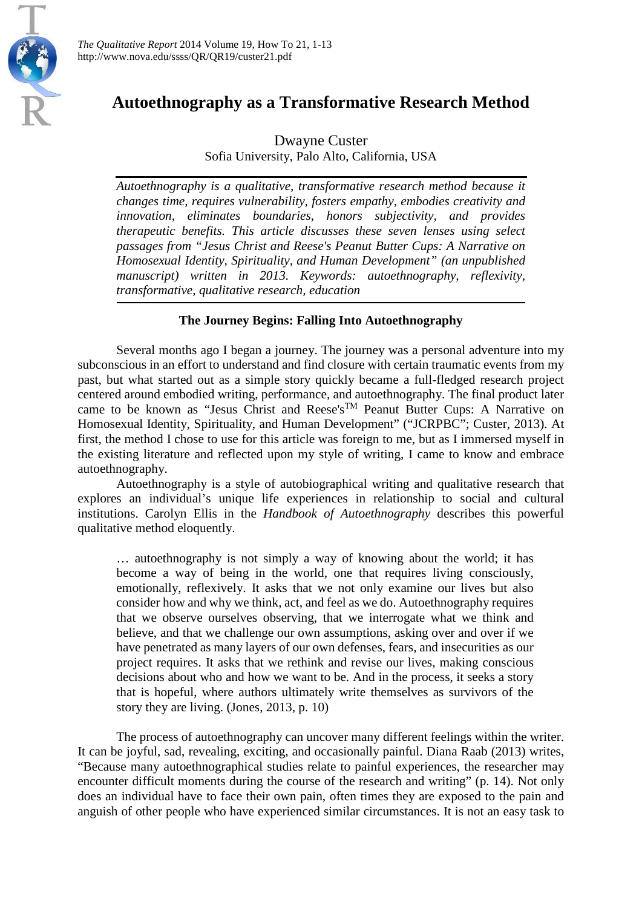# Autoethnography as a Transformative Research Method

Dwayne Custer
Sofia University, Palo Alto, California, USA

*Autoethnography is a qualitative, transformative research method because it changes time, requires vulnerability, fosters empathy, embodies creativity and innovation, eliminates boundaries, honors subjectivity, and provides therapeutic benefits. This article discusses these seven lenses using select passages from "Jesus Christ and Reese's Peanut Butter Cups: A Narrative on Homosexual Identity, Spirituality, and Human Development" (an unpublished manuscript) written in 2013. Keywords: autoethnography, reflexivity, transformative, qualitative research, education*

## The Journey Begins: Falling Into Autoethnography

Several months ago I began a journey. The journey was a personal adventure into my subconscious in an effort to understand and find closure with certain traumatic events from my past, but what started out as a simple story quickly became a full-fledged research project centered around embodied writing, performance, and autoethnography. The final product later came to be known as "Jesus Christ and Reese's™ Peanut Butter Cups: A Narrative on Homosexual Identity, Spirituality, and Human Development" ("JCRPBC"; Custer, 2013). At first, the method I chose to use for this article was foreign to me, but as I immersed myself in the existing literature and reflected upon my style of writing, I came to know and embrace autoethnography.

Autoethnography is a style of autobiographical writing and qualitative research that explores an individual's unique life experiences in relationship to social and cultural institutions. Carolyn Ellis in the *Handbook of Autoethnography* describes this powerful qualitative method eloquently.

> … autoethnography is not simply a way of knowing about the world; it has become a way of being in the world, one that requires living consciously, emotionally, reflexively. It asks that we not only examine our lives but also consider how and why we think, act, and feel as we do. Autoethnography requires that we observe ourselves observing, that we interrogate what we think and believe, and that we challenge our own assumptions, asking over and over if we have penetrated as many layers of our own defenses, fears, and insecurities as our project requires. It asks that we rethink and revise our lives, making conscious decisions about who and how we want to be. And in the process, it seeks a story that is hopeful, where authors ultimately write themselves as survivors of the story they are living. (Jones, 2013, p. 10)

The process of autoethnography can uncover many different feelings within the writer. It can be joyful, sad, revealing, exciting, and occasionally painful. Diana Raab (2013) writes, "Because many autoethnographical studies relate to painful experiences, the researcher may encounter difficult moments during the course of the research and writing" (p. 14). Not only does an individual have to face their own pain, often times they are exposed to the pain and anguish of other people who have experienced similar circumstances. It is not an easy task to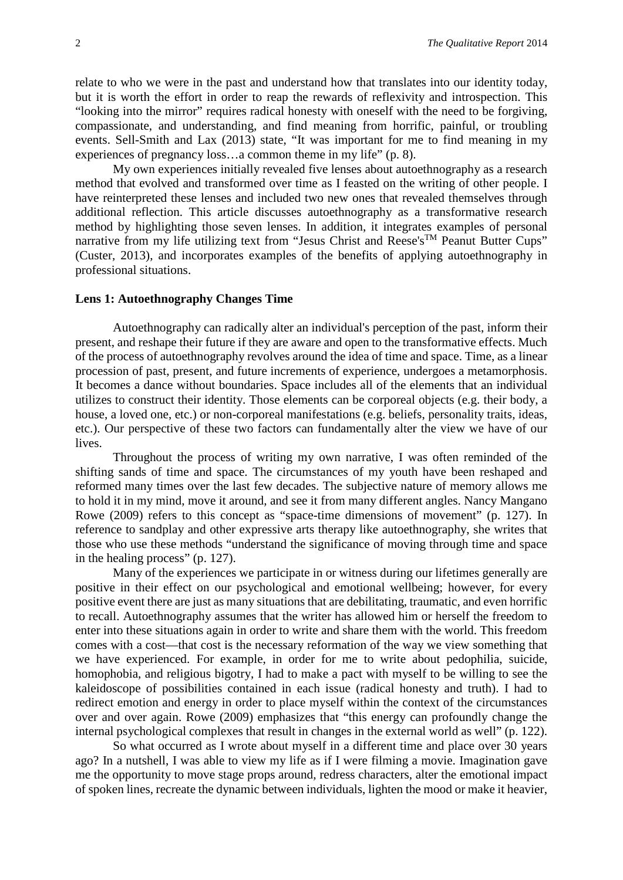relate to who we were in the past and understand how that translates into our identity today, but it is worth the effort in order to reap the rewards of reflexivity and introspection. This "looking into the mirror" requires radical honesty with oneself with the need to be forgiving, compassionate, and understanding, and find meaning from horrific, painful, or troubling events. Sell-Smith and Lax (2013) state, "It was important for me to find meaning in my experiences of pregnancy loss…a common theme in my life" (p. 8).

My own experiences initially revealed five lenses about autoethnography as a research method that evolved and transformed over time as I feasted on the writing of other people. I have reinterpreted these lenses and included two new ones that revealed themselves through additional reflection. This article discusses autoethnography as a transformative research method by highlighting those seven lenses. In addition, it integrates examples of personal narrative from my life utilizing text from "Jesus Christ and Reese's™ Peanut Butter Cups" (Custer, 2013), and incorporates examples of the benefits of applying autoethnography in professional situations.

**Lens 1: Autoethnography Changes Time**

Autoethnography can radically alter an individual's perception of the past, inform their present, and reshape their future if they are aware and open to the transformative effects. Much of the process of autoethnography revolves around the idea of time and space. Time, as a linear procession of past, present, and future increments of experience, undergoes a metamorphosis. It becomes a dance without boundaries. Space includes all of the elements that an individual utilizes to construct their identity. Those elements can be corporeal objects (e.g. their body, a house, a loved one, etc.) or non-corporeal manifestations (e.g. beliefs, personality traits, ideas, etc.). Our perspective of these two factors can fundamentally alter the view we have of our lives.

Throughout the process of writing my own narrative, I was often reminded of the shifting sands of time and space. The circumstances of my youth have been reshaped and reformed many times over the last few decades. The subjective nature of memory allows me to hold it in my mind, move it around, and see it from many different angles. Nancy Mangano Rowe (2009) refers to this concept as "space-time dimensions of movement" (p. 127). In reference to sandplay and other expressive arts therapy like autoethnography, she writes that those who use these methods "understand the significance of moving through time and space in the healing process" (p. 127).

Many of the experiences we participate in or witness during our lifetimes generally are positive in their effect on our psychological and emotional wellbeing; however, for every positive event there are just as many situations that are debilitating, traumatic, and even horrific to recall. Autoethnography assumes that the writer has allowed him or herself the freedom to enter into these situations again in order to write and share them with the world. This freedom comes with a cost—that cost is the necessary reformation of the way we view something that we have experienced. For example, in order for me to write about pedophilia, suicide, homophobia, and religious bigotry, I had to make a pact with myself to be willing to see the kaleidoscope of possibilities contained in each issue (radical honesty and truth). I had to redirect emotion and energy in order to place myself within the context of the circumstances over and over again. Rowe (2009) emphasizes that "this energy can profoundly change the internal psychological complexes that result in changes in the external world as well" (p. 122).

So what occurred as I wrote about myself in a different time and place over 30 years ago? In a nutshell, I was able to view my life as if I were filming a movie. Imagination gave me the opportunity to move stage props around, redress characters, alter the emotional impact of spoken lines, recreate the dynamic between individuals, lighten the mood or make it heavier,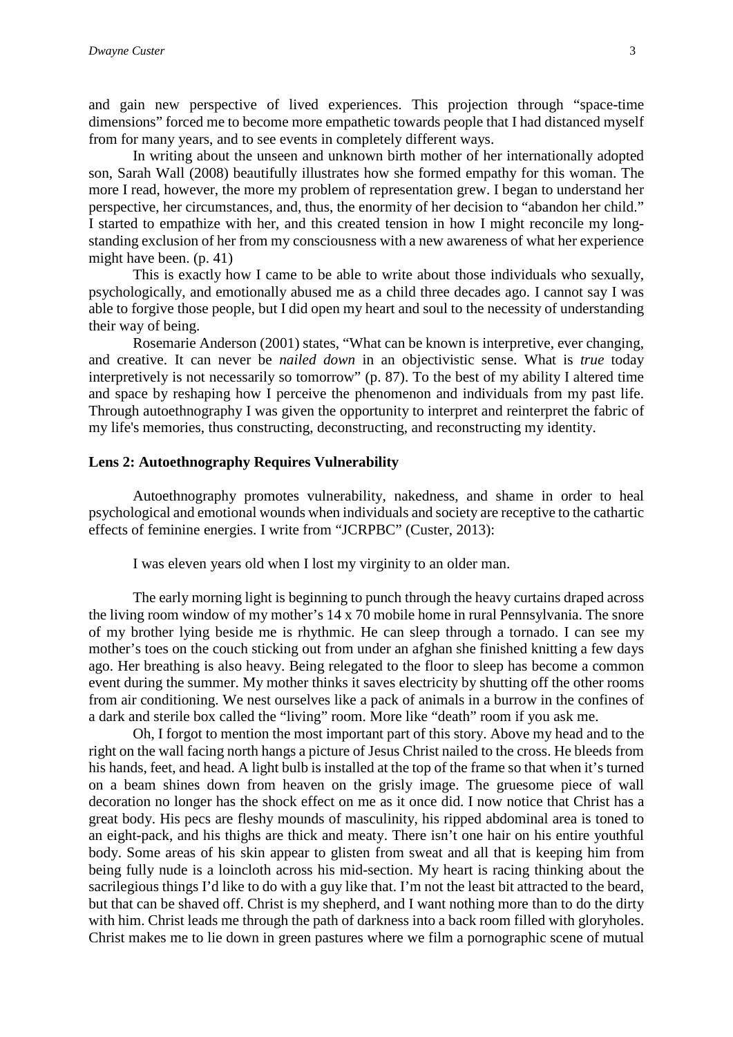and gain new perspective of lived experiences. This projection through "space-time dimensions" forced me to become more empathetic towards people that I had distanced myself from for many years, and to see events in completely different ways.

In writing about the unseen and unknown birth mother of her internationally adopted son, Sarah Wall (2008) beautifully illustrates how she formed empathy for this woman. The more I read, however, the more my problem of representation grew. I began to understand her perspective, her circumstances, and, thus, the enormity of her decision to "abandon her child." I started to empathize with her, and this created tension in how I might reconcile my long-standing exclusion of her from my consciousness with a new awareness of what her experience might have been. (p. 41)

This is exactly how I came to be able to write about those individuals who sexually, psychologically, and emotionally abused me as a child three decades ago. I cannot say I was able to forgive those people, but I did open my heart and soul to the necessity of understanding their way of being.

Rosemarie Anderson (2001) states, "What can be known is interpretive, ever changing, and creative. It can never be *nailed down* in an objectivistic sense. What is *true* today interpretively is not necessarily so tomorrow" (p. 87). To the best of my ability I altered time and space by reshaping how I perceive the phenomenon and individuals from my past life. Through autoethnography I was given the opportunity to interpret and reinterpret the fabric of my life's memories, thus constructing, deconstructing, and reconstructing my identity.

**Lens 2: Autoethnography Requires Vulnerability**

Autoethnography promotes vulnerability, nakedness, and shame in order to heal psychological and emotional wounds when individuals and society are receptive to the cathartic effects of feminine energies. I write from "JCRPBC" (Custer, 2013):

> I was eleven years old when I lost my virginity to an older man.

The early morning light is beginning to punch through the heavy curtains draped across the living room window of my mother's 14 x 70 mobile home in rural Pennsylvania. The snore of my brother lying beside me is rhythmic. He can sleep through a tornado. I can see my mother's toes on the couch sticking out from under an afghan she finished knitting a few days ago. Her breathing is also heavy. Being relegated to the floor to sleep has become a common event during the summer. My mother thinks it saves electricity by shutting off the other rooms from air conditioning. We nest ourselves like a pack of animals in a burrow in the confines of a dark and sterile box called the "living" room. More like "death" room if you ask me.

Oh, I forgot to mention the most important part of this story. Above my head and to the right on the wall facing north hangs a picture of Jesus Christ nailed to the cross. He bleeds from his hands, feet, and head. A light bulb is installed at the top of the frame so that when it's turned on a beam shines down from heaven on the grisly image. The gruesome piece of wall decoration no longer has the shock effect on me as it once did. I now notice that Christ has a great body. His pecs are fleshy mounds of masculinity, his ripped abdominal area is toned to an eight-pack, and his thighs are thick and meaty. There isn't one hair on his entire youthful body. Some areas of his skin appear to glisten from sweat and all that is keeping him from being fully nude is a loincloth across his mid-section. My heart is racing thinking about the sacrilegious things I'd like to do with a guy like that. I'm not the least bit attracted to the beard, but that can be shaved off. Christ is my shepherd, and I want nothing more than to do the dirty with him. Christ leads me through the path of darkness into a back room filled with gloryholes. Christ makes me to lie down in green pastures where we film a pornographic scene of mutual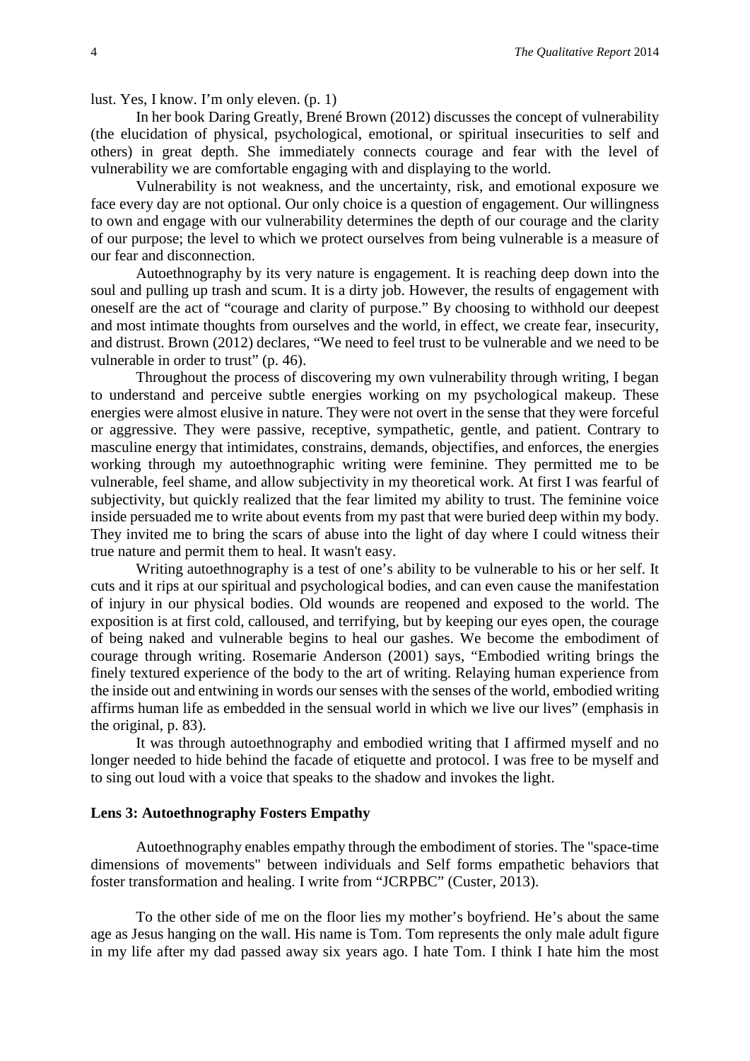lust. Yes, I know. I'm only eleven. (p. 1)

In her book Daring Greatly, Brené Brown (2012) discusses the concept of vulnerability (the elucidation of physical, psychological, emotional, or spiritual insecurities to self and others) in great depth. She immediately connects courage and fear with the level of vulnerability we are comfortable engaging with and displaying to the world.

> Vulnerability is not weakness, and the uncertainty, risk, and emotional exposure we face every day are not optional. Our only choice is a question of engagement. Our willingness to own and engage with our vulnerability determines the depth of our courage and the clarity of our purpose; the level to which we protect ourselves from being vulnerable is a measure of our fear and disconnection.

Autoethnography by its very nature is engagement. It is reaching deep down into the soul and pulling up trash and scum. It is a dirty job. However, the results of engagement with oneself are the act of "courage and clarity of purpose." By choosing to withhold our deepest and most intimate thoughts from ourselves and the world, in effect, we create fear, insecurity, and distrust. Brown (2012) declares, "We need to feel trust to be vulnerable and we need to be vulnerable in order to trust" (p. 46).

Throughout the process of discovering my own vulnerability through writing, I began to understand and perceive subtle energies working on my psychological makeup. These energies were almost elusive in nature. They were not overt in the sense that they were forceful or aggressive. They were passive, receptive, sympathetic, gentle, and patient. Contrary to masculine energy that intimidates, constrains, demands, objectifies, and enforces, the energies working through my autoethnographic writing were feminine. They permitted me to be vulnerable, feel shame, and allow subjectivity in my theoretical work. At first I was fearful of subjectivity, but quickly realized that the fear limited my ability to trust. The feminine voice inside persuaded me to write about events from my past that were buried deep within my body. They invited me to bring the scars of abuse into the light of day where I could witness their true nature and permit them to heal. It wasn't easy.

Writing autoethnography is a test of one's ability to be vulnerable to his or her self. It cuts and it rips at our spiritual and psychological bodies, and can even cause the manifestation of injury in our physical bodies. Old wounds are reopened and exposed to the world. The exposition is at first cold, calloused, and terrifying, but by keeping our eyes open, the courage of being naked and vulnerable begins to heal our gashes. We become the embodiment of courage through writing. Rosemarie Anderson (2001) says, "Embodied writing brings the finely textured experience of the body to the art of writing. Relaying human experience from the inside out and entwining in words our senses with the senses of the world, embodied writing affirms human life as embedded in the sensual world in which we live our lives" (emphasis in the original, p. 83).

It was through autoethnography and embodied writing that I affirmed myself and no longer needed to hide behind the facade of etiquette and protocol. I was free to be myself and to sing out loud with a voice that speaks to the shadow and invokes the light.

### Lens 3: Autoethnography Fosters Empathy

Autoethnography enables empathy through the embodiment of stories. The "space-time dimensions of movements" between individuals and Self forms empathetic behaviors that foster transformation and healing. I write from "JCRPBC" (Custer, 2013).

> To the other side of me on the floor lies my mother's boyfriend. He's about the same age as Jesus hanging on the wall. His name is Tom. Tom represents the only male adult figure in my life after my dad passed away six years ago. I hate Tom. I think I hate him the most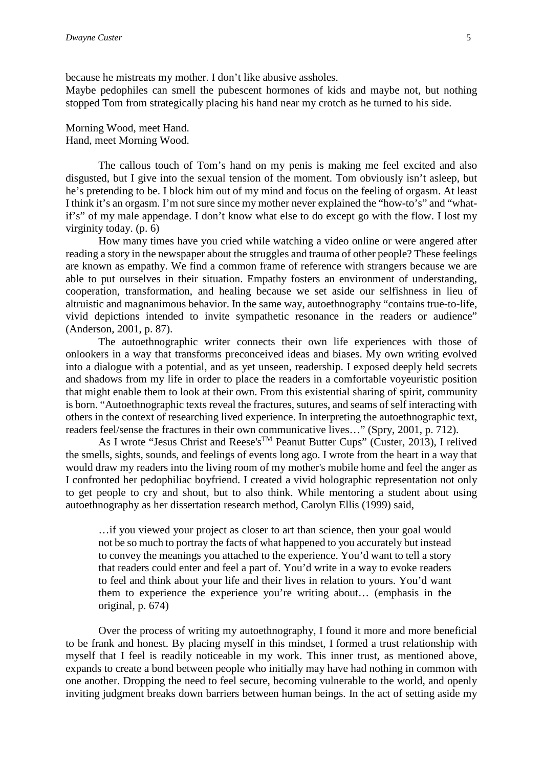because he mistreats my mother. I don't like abusive assholes.
Maybe pedophiles can smell the pubescent hormones of kids and maybe not, but nothing stopped Tom from strategically placing his hand near my crotch as he turned to his side.

Morning Wood, meet Hand.
Hand, meet Morning Wood.

The callous touch of Tom's hand on my penis is making me feel excited and also disgusted, but I give into the sexual tension of the moment. Tom obviously isn't asleep, but he's pretending to be. I block him out of my mind and focus on the feeling of orgasm. At least I think it's an orgasm. I'm not sure since my mother never explained the "how-to's" and "what-if's" of my male appendage. I don't know what else to do except go with the flow. I lost my virginity today. (p. 6)

How many times have you cried while watching a video online or were angered after reading a story in the newspaper about the struggles and trauma of other people? These feelings are known as empathy. We find a common frame of reference with strangers because we are able to put ourselves in their situation. Empathy fosters an environment of understanding, cooperation, transformation, and healing because we set aside our selfishness in lieu of altruistic and magnanimous behavior. In the same way, autoethnography "contains true-to-life, vivid depictions intended to invite sympathetic resonance in the readers or audience" (Anderson, 2001, p. 87).

The autoethnographic writer connects their own life experiences with those of onlookers in a way that transforms preconceived ideas and biases. My own writing evolved into a dialogue with a potential, and as yet unseen, readership. I exposed deeply held secrets and shadows from my life in order to place the readers in a comfortable voyeuristic position that might enable them to look at their own. From this existential sharing of spirit, community is born. "Autoethnographic texts reveal the fractures, sutures, and seams of self interacting with others in the context of researching lived experience. In interpreting the autoethnographic text, readers feel/sense the fractures in their own communicative lives…" (Spry, 2001, p. 712).

As I wrote "Jesus Christ and Reese's™ Peanut Butter Cups" (Custer, 2013), I relived the smells, sights, sounds, and feelings of events long ago. I wrote from the heart in a way that would draw my readers into the living room of my mother's mobile home and feel the anger as I confronted her pedophiliac boyfriend. I created a vivid holographic representation not only to get people to cry and shout, but to also think. While mentoring a student about using autoethnography as her dissertation research method, Carolyn Ellis (1999) said,

> …if you viewed your project as closer to art than science, then your goal would not be so much to portray the facts of what happened to you accurately but instead to convey the meanings you attached to the experience. You'd want to tell a story that readers could enter and feel a part of. You'd write in a way to evoke readers to feel and think about your life and their lives in relation to yours. You'd want them to experience the experience you're writing about… (emphasis in the original, p. 674)

Over the process of writing my autoethnography, I found it more and more beneficial to be frank and honest. By placing myself in this mindset, I formed a trust relationship with myself that I feel is readily noticeable in my work. This inner trust, as mentioned above, expands to create a bond between people who initially may have had nothing in common with one another. Dropping the need to feel secure, becoming vulnerable to the world, and openly inviting judgment breaks down barriers between human beings. In the act of setting aside my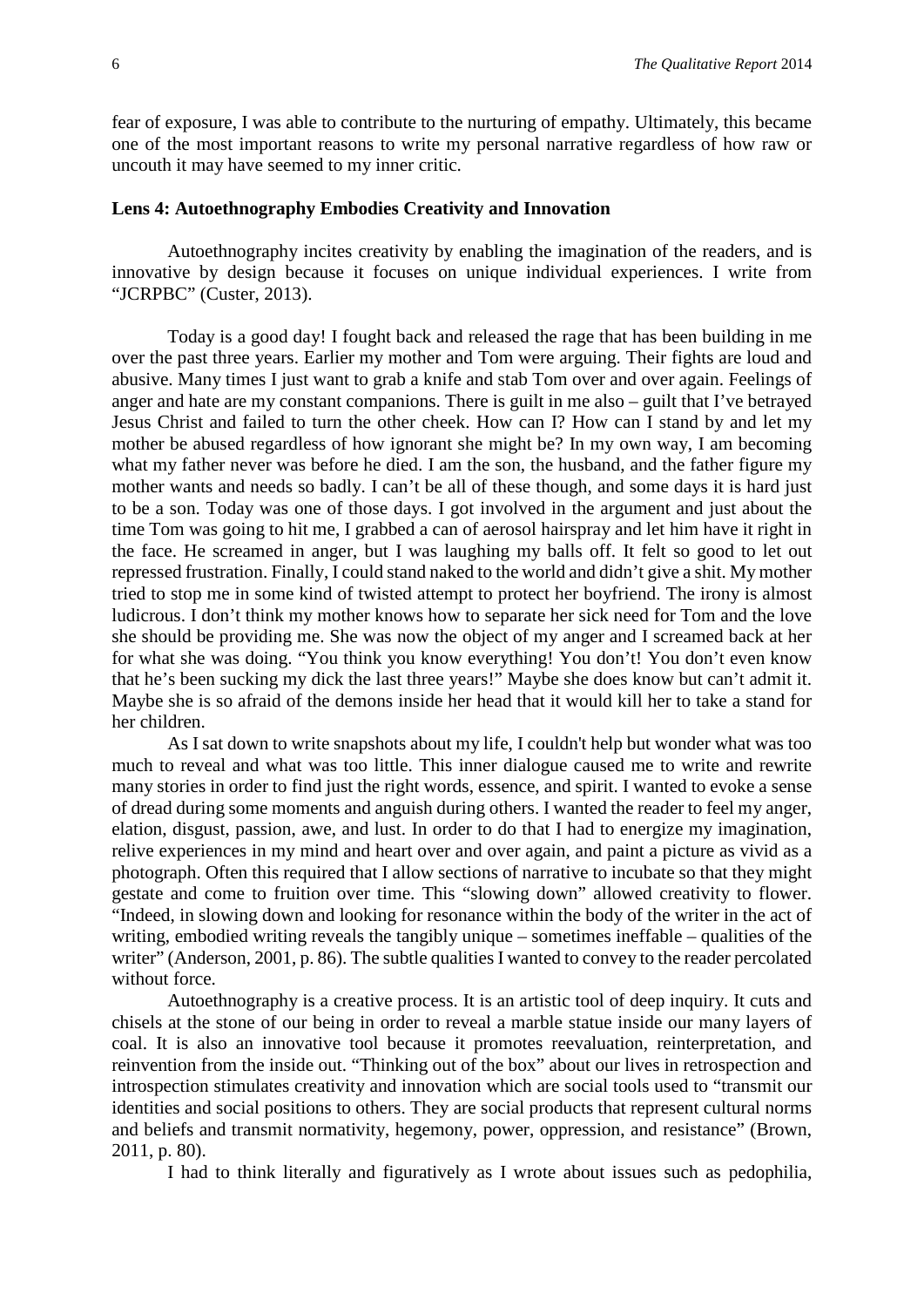fear of exposure, I was able to contribute to the nurturing of empathy. Ultimately, this became one of the most important reasons to write my personal narrative regardless of how raw or uncouth it may have seemed to my inner critic.

**Lens 4: Autoethnography Embodies Creativity and Innovation**

Autoethnography incites creativity by enabling the imagination of the readers, and is innovative by design because it focuses on unique individual experiences. I write from "JCRPBC" (Custer, 2013).

Today is a good day! I fought back and released the rage that has been building in me over the past three years. Earlier my mother and Tom were arguing. Their fights are loud and abusive. Many times I just want to grab a knife and stab Tom over and over again. Feelings of anger and hate are my constant companions. There is guilt in me also – guilt that I've betrayed Jesus Christ and failed to turn the other cheek. How can I? How can I stand by and let my mother be abused regardless of how ignorant she might be? In my own way, I am becoming what my father never was before he died. I am the son, the husband, and the father figure my mother wants and needs so badly. I can't be all of these though, and some days it is hard just to be a son. Today was one of those days. I got involved in the argument and just about the time Tom was going to hit me, I grabbed a can of aerosol hairspray and let him have it right in the face. He screamed in anger, but I was laughing my balls off. It felt so good to let out repressed frustration. Finally, I could stand naked to the world and didn't give a shit. My mother tried to stop me in some kind of twisted attempt to protect her boyfriend. The irony is almost ludicrous. I don't think my mother knows how to separate her sick need for Tom and the love she should be providing me. She was now the object of my anger and I screamed back at her for what she was doing. "You think you know everything! You don't! You don't even know that he's been sucking my dick the last three years!" Maybe she does know but can't admit it. Maybe she is so afraid of the demons inside her head that it would kill her to take a stand for her children.

As I sat down to write snapshots about my life, I couldn't help but wonder what was too much to reveal and what was too little. This inner dialogue caused me to write and rewrite many stories in order to find just the right words, essence, and spirit. I wanted to evoke a sense of dread during some moments and anguish during others. I wanted the reader to feel my anger, elation, disgust, passion, awe, and lust. In order to do that I had to energize my imagination, relive experiences in my mind and heart over and over again, and paint a picture as vivid as a photograph. Often this required that I allow sections of narrative to incubate so that they might gestate and come to fruition over time. This "slowing down" allowed creativity to flower. "Indeed, in slowing down and looking for resonance within the body of the writer in the act of writing, embodied writing reveals the tangibly unique – sometimes ineffable – qualities of the writer" (Anderson, 2001, p. 86). The subtle qualities I wanted to convey to the reader percolated without force.

Autoethnography is a creative process. It is an artistic tool of deep inquiry. It cuts and chisels at the stone of our being in order to reveal a marble statue inside our many layers of coal. It is also an innovative tool because it promotes reevaluation, reinterpretation, and reinvention from the inside out. "Thinking out of the box" about our lives in retrospection and introspection stimulates creativity and innovation which are social tools used to "transmit our identities and social positions to others. They are social products that represent cultural norms and beliefs and transmit normativity, hegemony, power, oppression, and resistance" (Brown, 2011, p. 80).

I had to think literally and figuratively as I wrote about issues such as pedophilia,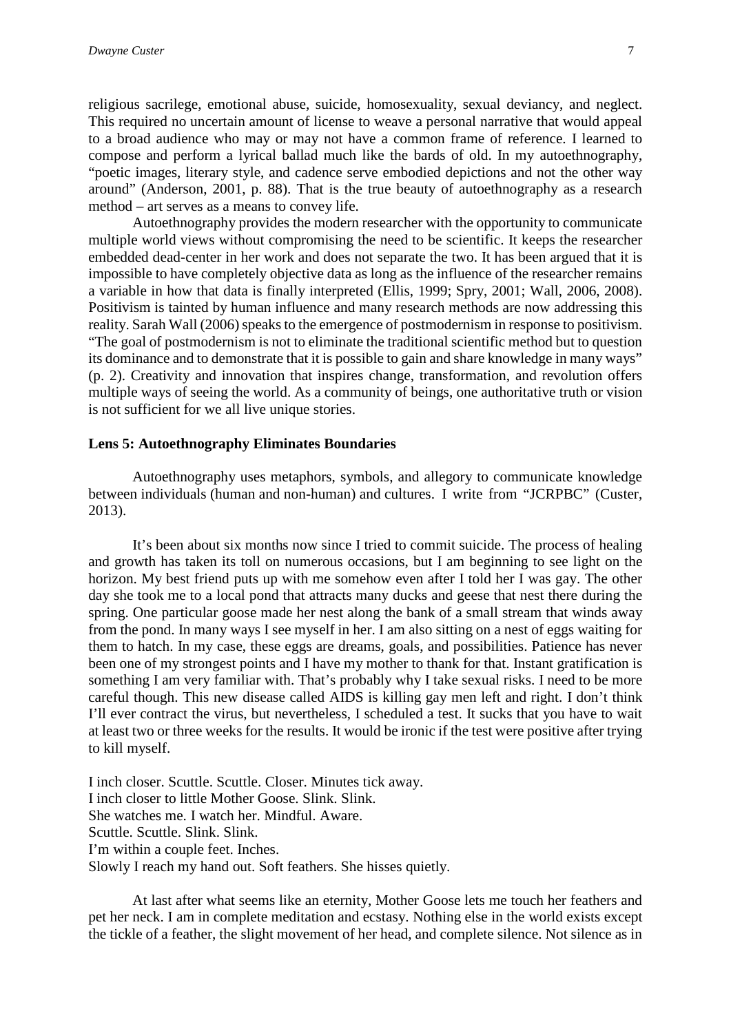religious sacrilege, emotional abuse, suicide, homosexuality, sexual deviancy, and neglect. This required no uncertain amount of license to weave a personal narrative that would appeal to a broad audience who may or may not have a common frame of reference. I learned to compose and perform a lyrical ballad much like the bards of old. In my autoethnography, "poetic images, literary style, and cadence serve embodied depictions and not the other way around" (Anderson, 2001, p. 88). That is the true beauty of autoethnography as a research method – art serves as a means to convey life.

Autoethnography provides the modern researcher with the opportunity to communicate multiple world views without compromising the need to be scientific. It keeps the researcher embedded dead-center in her work and does not separate the two. It has been argued that it is impossible to have completely objective data as long as the influence of the researcher remains a variable in how that data is finally interpreted (Ellis, 1999; Spry, 2001; Wall, 2006, 2008). Positivism is tainted by human influence and many research methods are now addressing this reality. Sarah Wall (2006) speaks to the emergence of postmodernism in response to positivism. "The goal of postmodernism is not to eliminate the traditional scientific method but to question its dominance and to demonstrate that it is possible to gain and share knowledge in many ways" (p. 2). Creativity and innovation that inspires change, transformation, and revolution offers multiple ways of seeing the world. As a community of beings, one authoritative truth or vision is not sufficient for we all live unique stories.

### Lens 5: Autoethnography Eliminates Boundaries

Autoethnography uses metaphors, symbols, and allegory to communicate knowledge between individuals (human and non-human) and cultures. I write from "JCRPBC" (Custer, 2013).

It's been about six months now since I tried to commit suicide. The process of healing and growth has taken its toll on numerous occasions, but I am beginning to see light on the horizon. My best friend puts up with me somehow even after I told her I was gay. The other day she took me to a local pond that attracts many ducks and geese that nest there during the spring. One particular goose made her nest along the bank of a small stream that winds away from the pond. In many ways I see myself in her. I am also sitting on a nest of eggs waiting for them to hatch. In my case, these eggs are dreams, goals, and possibilities. Patience has never been one of my strongest points and I have my mother to thank for that. Instant gratification is something I am very familiar with. That's probably why I take sexual risks. I need to be more careful though. This new disease called AIDS is killing gay men left and right. I don't think I'll ever contract the virus, but nevertheless, I scheduled a test. It sucks that you have to wait at least two or three weeks for the results. It would be ironic if the test were positive after trying to kill myself.

I inch closer. Scuttle. Scuttle. Closer. Minutes tick away.
I inch closer to little Mother Goose. Slink. Slink.
She watches me. I watch her. Mindful. Aware.
Scuttle. Scuttle. Slink. Slink.
I'm within a couple feet. Inches.
Slowly I reach my hand out. Soft feathers. She hisses quietly.

At last after what seems like an eternity, Mother Goose lets me touch her feathers and pet her neck. I am in complete meditation and ecstasy. Nothing else in the world exists except the tickle of a feather, the slight movement of her head, and complete silence. Not silence as in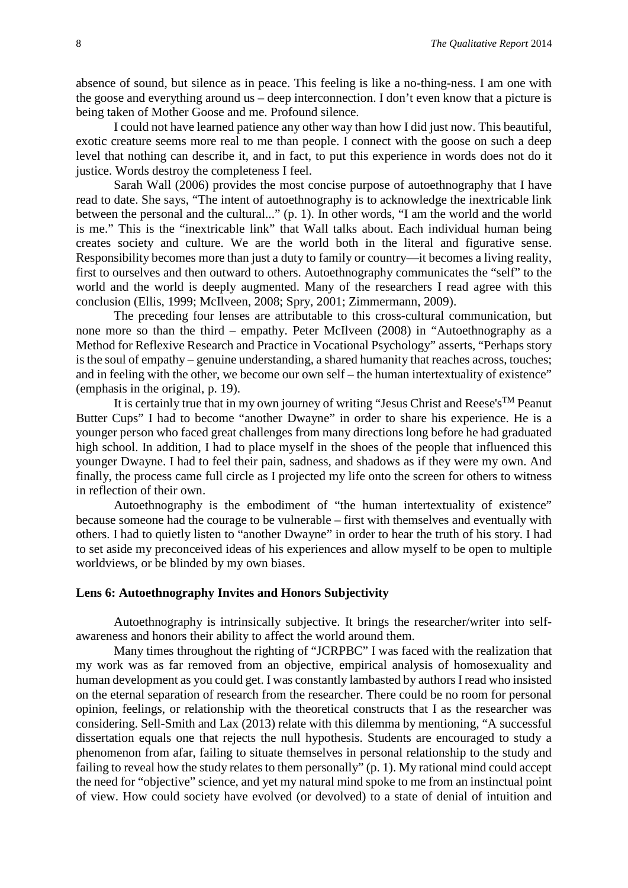absence of sound, but silence as in peace. This feeling is like a no-thing-ness. I am one with the goose and everything around us – deep interconnection. I don't even know that a picture is being taken of Mother Goose and me. Profound silence.

I could not have learned patience any other way than how I did just now. This beautiful, exotic creature seems more real to me than people. I connect with the goose on such a deep level that nothing can describe it, and in fact, to put this experience in words does not do it justice. Words destroy the completeness I feel.

Sarah Wall (2006) provides the most concise purpose of autoethnography that I have read to date. She says, "The intent of autoethnography is to acknowledge the inextricable link between the personal and the cultural..." (p. 1). In other words, "I am the world and the world is me." This is the "inextricable link" that Wall talks about. Each individual human being creates society and culture. We are the world both in the literal and figurative sense. Responsibility becomes more than just a duty to family or country—it becomes a living reality, first to ourselves and then outward to others. Autoethnography communicates the "self" to the world and the world is deeply augmented. Many of the researchers I read agree with this conclusion (Ellis, 1999; McIlveen, 2008; Spry, 2001; Zimmermann, 2009).

The preceding four lenses are attributable to this cross-cultural communication, but none more so than the third – empathy. Peter McIlveen (2008) in "Autoethnography as a Method for Reflexive Research and Practice in Vocational Psychology" asserts, "Perhaps story is the soul of empathy – genuine understanding, a shared humanity that reaches across, touches; and in feeling with the other, we become our own self – the human intertextuality of existence" (emphasis in the original, p. 19).

It is certainly true that in my own journey of writing "Jesus Christ and Reese's™ Peanut Butter Cups" I had to become "another Dwayne" in order to share his experience. He is a younger person who faced great challenges from many directions long before he had graduated high school. In addition, I had to place myself in the shoes of the people that influenced this younger Dwayne. I had to feel their pain, sadness, and shadows as if they were my own. And finally, the process came full circle as I projected my life onto the screen for others to witness in reflection of their own.

Autoethnography is the embodiment of "the human intertextuality of existence" because someone had the courage to be vulnerable – first with themselves and eventually with others. I had to quietly listen to "another Dwayne" in order to hear the truth of his story. I had to set aside my preconceived ideas of his experiences and allow myself to be open to multiple worldviews, or be blinded by my own biases.

### Lens 6: Autoethnography Invites and Honors Subjectivity

Autoethnography is intrinsically subjective. It brings the researcher/writer into self-awareness and honors their ability to affect the world around them.

Many times throughout the righting of "JCRPBC" I was faced with the realization that my work was as far removed from an objective, empirical analysis of homosexuality and human development as you could get. I was constantly lambasted by authors I read who insisted on the eternal separation of research from the researcher. There could be no room for personal opinion, feelings, or relationship with the theoretical constructs that I as the researcher was considering. Sell-Smith and Lax (2013) relate with this dilemma by mentioning, "A successful dissertation equals one that rejects the null hypothesis. Students are encouraged to study a phenomenon from afar, failing to situate themselves in personal relationship to the study and failing to reveal how the study relates to them personally" (p. 1). My rational mind could accept the need for "objective" science, and yet my natural mind spoke to me from an instinctual point of view. How could society have evolved (or devolved) to a state of denial of intuition and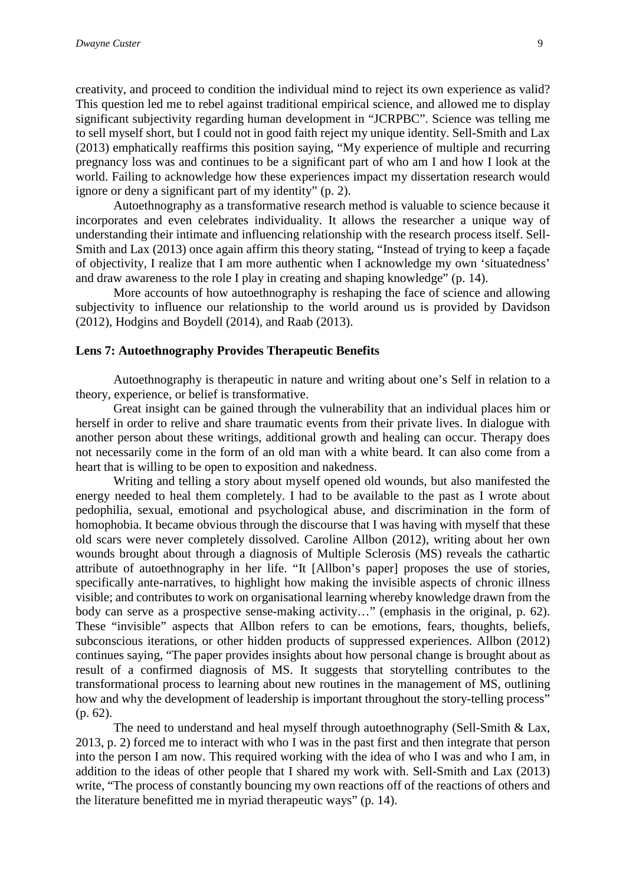creativity, and proceed to condition the individual mind to reject its own experience as valid? This question led me to rebel against traditional empirical science, and allowed me to display significant subjectivity regarding human development in "JCRPBC". Science was telling me to sell myself short, but I could not in good faith reject my unique identity. Sell-Smith and Lax (2013) emphatically reaffirms this position saying, "My experience of multiple and recurring pregnancy loss was and continues to be a significant part of who am I and how I look at the world. Failing to acknowledge how these experiences impact my dissertation research would ignore or deny a significant part of my identity" (p. 2).

Autoethnography as a transformative research method is valuable to science because it incorporates and even celebrates individuality. It allows the researcher a unique way of understanding their intimate and influencing relationship with the research process itself. Sell-Smith and Lax (2013) once again affirm this theory stating, "Instead of trying to keep a façade of objectivity, I realize that I am more authentic when I acknowledge my own 'situatedness' and draw awareness to the role I play in creating and shaping knowledge" (p. 14).

More accounts of how autoethnography is reshaping the face of science and allowing subjectivity to influence our relationship to the world around us is provided by Davidson (2012), Hodgins and Boydell (2014), and Raab (2013).

**Lens 7: Autoethnography Provides Therapeutic Benefits**

Autoethnography is therapeutic in nature and writing about one's Self in relation to a theory, experience, or belief is transformative.

Great insight can be gained through the vulnerability that an individual places him or herself in order to relive and share traumatic events from their private lives. In dialogue with another person about these writings, additional growth and healing can occur. Therapy does not necessarily come in the form of an old man with a white beard. It can also come from a heart that is willing to be open to exposition and nakedness.

Writing and telling a story about myself opened old wounds, but also manifested the energy needed to heal them completely. I had to be available to the past as I wrote about pedophilia, sexual, emotional and psychological abuse, and discrimination in the form of homophobia. It became obvious through the discourse that I was having with myself that these old scars were never completely dissolved. Caroline Allbon (2012), writing about her own wounds brought about through a diagnosis of Multiple Sclerosis (MS) reveals the cathartic attribute of autoethnography in her life. "It [Allbon's paper] proposes the use of stories, specifically ante-narratives, to highlight how making the invisible aspects of chronic illness visible; and contributes to work on organisational learning whereby knowledge drawn from the body can serve as a prospective sense-making activity…" (emphasis in the original, p. 62). These "invisible" aspects that Allbon refers to can be emotions, fears, thoughts, beliefs, subconscious iterations, or other hidden products of suppressed experiences. Allbon (2012) continues saying, "The paper provides insights about how personal change is brought about as result of a confirmed diagnosis of MS. It suggests that storytelling contributes to the transformational process to learning about new routines in the management of MS, outlining how and why the development of leadership is important throughout the story-telling process" (p. 62).

The need to understand and heal myself through autoethnography (Sell-Smith & Lax, 2013, p. 2) forced me to interact with who I was in the past first and then integrate that person into the person I am now. This required working with the idea of who I was and who I am, in addition to the ideas of other people that I shared my work with. Sell-Smith and Lax (2013) write, "The process of constantly bouncing my own reactions off of the reactions of others and the literature benefitted me in myriad therapeutic ways" (p. 14).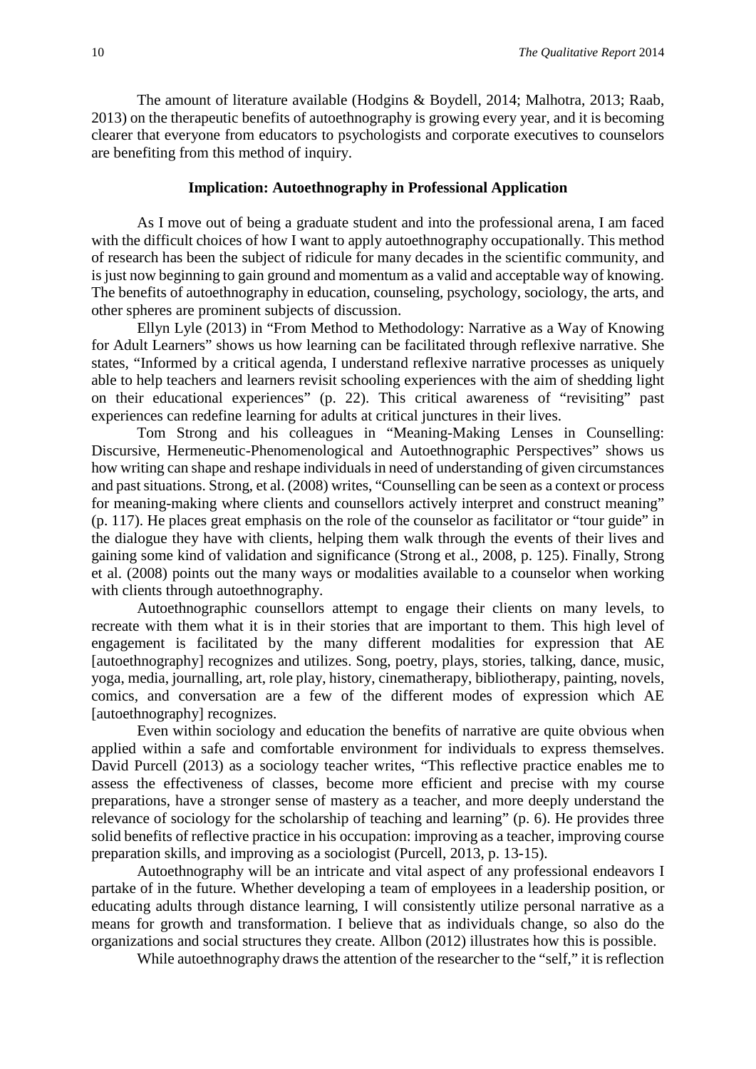The amount of literature available (Hodgins & Boydell, 2014; Malhotra, 2013; Raab, 2013) on the therapeutic benefits of autoethnography is growing every year, and it is becoming clearer that everyone from educators to psychologists and corporate executives to counselors are benefiting from this method of inquiry.

### Implication: Autoethnography in Professional Application

As I move out of being a graduate student and into the professional arena, I am faced with the difficult choices of how I want to apply autoethnography occupationally. This method of research has been the subject of ridicule for many decades in the scientific community, and is just now beginning to gain ground and momentum as a valid and acceptable way of knowing. The benefits of autoethnography in education, counseling, psychology, sociology, the arts, and other spheres are prominent subjects of discussion.

Ellyn Lyle (2013) in "From Method to Methodology: Narrative as a Way of Knowing for Adult Learners" shows us how learning can be facilitated through reflexive narrative. She states, "Informed by a critical agenda, I understand reflexive narrative processes as uniquely able to help teachers and learners revisit schooling experiences with the aim of shedding light on their educational experiences" (p. 22). This critical awareness of "revisiting" past experiences can redefine learning for adults at critical junctures in their lives.

Tom Strong and his colleagues in "Meaning-Making Lenses in Counselling: Discursive, Hermeneutic-Phenomenological and Autoethnographic Perspectives" shows us how writing can shape and reshape individuals in need of understanding of given circumstances and past situations. Strong, et al. (2008) writes, "Counselling can be seen as a context or process for meaning-making where clients and counsellors actively interpret and construct meaning" (p. 117). He places great emphasis on the role of the counselor as facilitator or "tour guide" in the dialogue they have with clients, helping them walk through the events of their lives and gaining some kind of validation and significance (Strong et al., 2008, p. 125). Finally, Strong et al. (2008) points out the many ways or modalities available to a counselor when working with clients through autoethnography.

Autoethnographic counsellors attempt to engage their clients on many levels, to recreate with them what it is in their stories that are important to them. This high level of engagement is facilitated by the many different modalities for expression that AE [autoethnography] recognizes and utilizes. Song, poetry, plays, stories, talking, dance, music, yoga, media, journalling, art, role play, history, cinematherapy, bibliotherapy, painting, novels, comics, and conversation are a few of the different modes of expression which AE [autoethnography] recognizes.

Even within sociology and education the benefits of narrative are quite obvious when applied within a safe and comfortable environment for individuals to express themselves. David Purcell (2013) as a sociology teacher writes, "This reflective practice enables me to assess the effectiveness of classes, become more efficient and precise with my course preparations, have a stronger sense of mastery as a teacher, and more deeply understand the relevance of sociology for the scholarship of teaching and learning" (p. 6). He provides three solid benefits of reflective practice in his occupation: improving as a teacher, improving course preparation skills, and improving as a sociologist (Purcell, 2013, p. 13-15).

Autoethnography will be an intricate and vital aspect of any professional endeavors I partake of in the future. Whether developing a team of employees in a leadership position, or educating adults through distance learning, I will consistently utilize personal narrative as a means for growth and transformation. I believe that as individuals change, so also do the organizations and social structures they create. Allbon (2012) illustrates how this is possible.

While autoethnography draws the attention of the researcher to the "self," it is reflection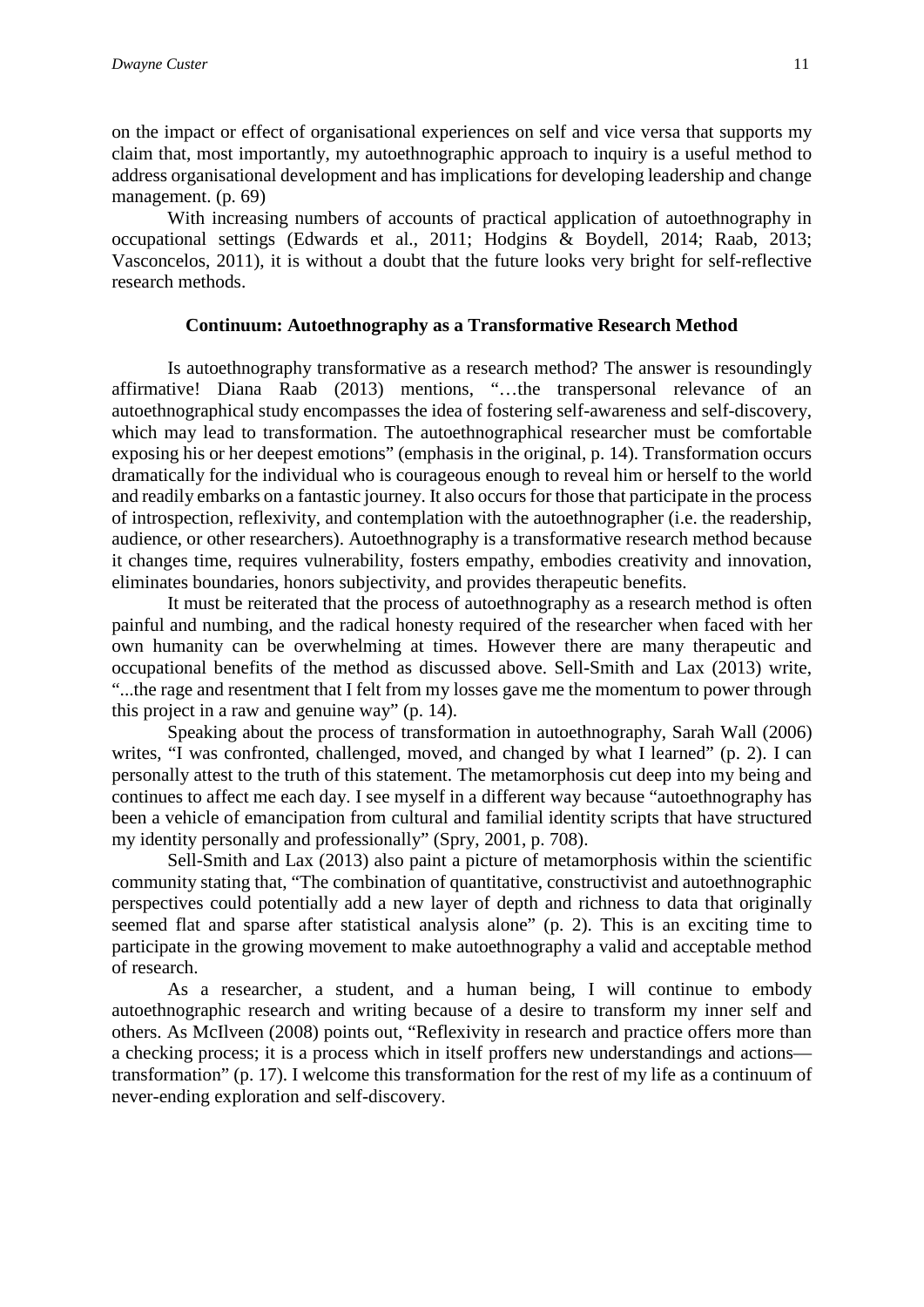on the impact or effect of organisational experiences on self and vice versa that supports my claim that, most importantly, my autoethnographic approach to inquiry is a useful method to address organisational development and has implications for developing leadership and change management. (p. 69)

With increasing numbers of accounts of practical application of autoethnography in occupational settings (Edwards et al., 2011; Hodgins & Boydell, 2014; Raab, 2013; Vasconcelos, 2011), it is without a doubt that the future looks very bright for self-reflective research methods.

### Continuum: Autoethnography as a Transformative Research Method

Is autoethnography transformative as a research method? The answer is resoundingly affirmative! Diana Raab (2013) mentions, "…the transpersonal relevance of an autoethnographical study encompasses the idea of fostering self-awareness and self-discovery, which may lead to transformation. The autoethnographical researcher must be comfortable exposing his or her deepest emotions" (emphasis in the original, p. 14). Transformation occurs dramatically for the individual who is courageous enough to reveal him or herself to the world and readily embarks on a fantastic journey. It also occurs for those that participate in the process of introspection, reflexivity, and contemplation with the autoethnographer (i.e. the readership, audience, or other researchers). Autoethnography is a transformative research method because it changes time, requires vulnerability, fosters empathy, embodies creativity and innovation, eliminates boundaries, honors subjectivity, and provides therapeutic benefits.

It must be reiterated that the process of autoethnography as a research method is often painful and numbing, and the radical honesty required of the researcher when faced with her own humanity can be overwhelming at times. However there are many therapeutic and occupational benefits of the method as discussed above. Sell-Smith and Lax (2013) write, "...the rage and resentment that I felt from my losses gave me the momentum to power through this project in a raw and genuine way" (p. 14).

Speaking about the process of transformation in autoethnography, Sarah Wall (2006) writes, "I was confronted, challenged, moved, and changed by what I learned" (p. 2). I can personally attest to the truth of this statement. The metamorphosis cut deep into my being and continues to affect me each day. I see myself in a different way because "autoethnography has been a vehicle of emancipation from cultural and familial identity scripts that have structured my identity personally and professionally" (Spry, 2001, p. 708).

Sell-Smith and Lax (2013) also paint a picture of metamorphosis within the scientific community stating that, "The combination of quantitative, constructivist and autoethnographic perspectives could potentially add a new layer of depth and richness to data that originally seemed flat and sparse after statistical analysis alone" (p. 2). This is an exciting time to participate in the growing movement to make autoethnography a valid and acceptable method of research.

As a researcher, a student, and a human being, I will continue to embody autoethnographic research and writing because of a desire to transform my inner self and others. As McIlveen (2008) points out, "Reflexivity in research and practice offers more than a checking process; it is a process which in itself proffers new understandings and actions—transformation" (p. 17). I welcome this transformation for the rest of my life as a continuum of never-ending exploration and self-discovery.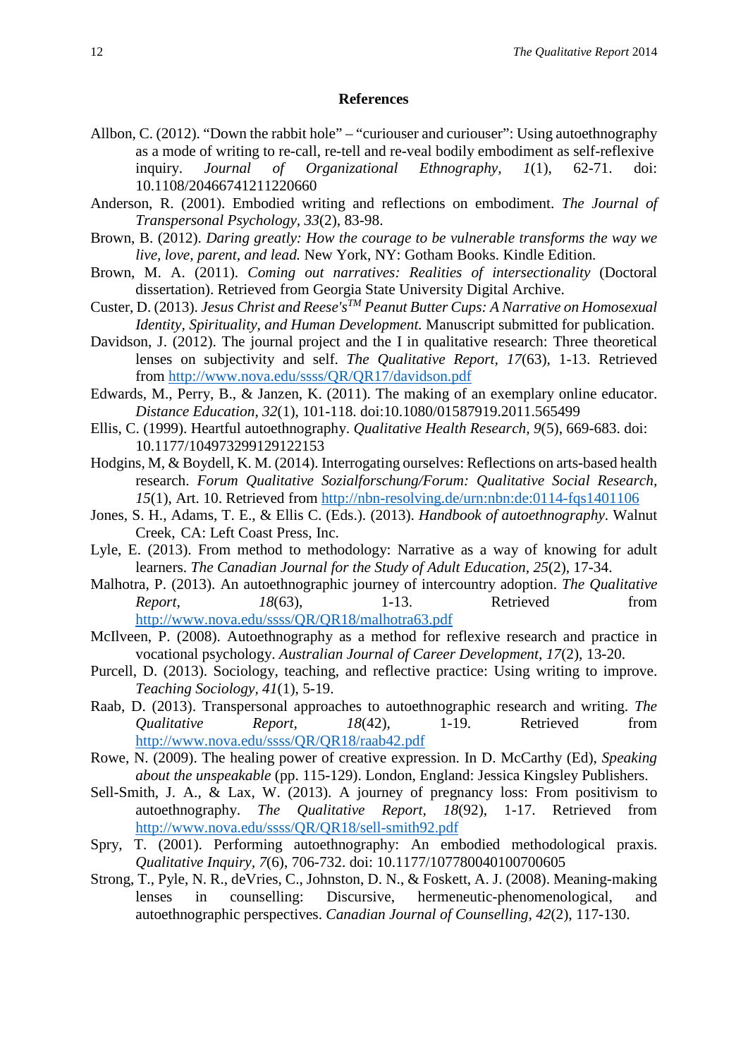## References

Allbon, C. (2012). "Down the rabbit hole" – "curiouser and curiouser": Using autoethnography as a mode of writing to re-call, re-tell and re-veal bodily embodiment as self-reflexive inquiry. *Journal of Organizational Ethnography, 1*(1), 62-71. doi: 10.1108/20466741211220660

Anderson, R. (2001). Embodied writing and reflections on embodiment. *The Journal of Transpersonal Psychology, 33*(2), 83-98.

Brown, B. (2012). *Daring greatly: How the courage to be vulnerable transforms the way we live, love, parent, and lead.* New York, NY: Gotham Books. Kindle Edition.

Brown, M. A. (2011). *Coming out narratives: Realities of intersectionality* (Doctoral dissertation). Retrieved from Georgia State University Digital Archive.

Custer, D. (2013). *Jesus Christ and Reese's™ Peanut Butter Cups: A Narrative on Homosexual Identity, Spirituality, and Human Development.* Manuscript submitted for publication.

Davidson, J. (2012). The journal project and the I in qualitative research: Three theoretical lenses on subjectivity and self. *The Qualitative Report, 17*(63), 1-13. Retrieved from http://www.nova.edu/ssss/QR/QR17/davidson.pdf

Edwards, M., Perry, B., & Janzen, K. (2011). The making of an exemplary online educator. *Distance Education, 32*(1), 101-118. doi:10.1080/01587919.2011.565499

Ellis, C. (1999). Heartful autoethnography. *Qualitative Health Research, 9*(5), 669-683. doi: 10.1177/104973299129122153

Hodgins, M, & Boydell, K. M. (2014). Interrogating ourselves: Reflections on arts-based health research. *Forum Qualitative Sozialforschung/Forum: Qualitative Social Research, 15*(1), Art. 10. Retrieved from http://nbn-resolving.de/urn:nbn:de:0114-fqs1401106

Jones, S. H., Adams, T. E., & Ellis C. (Eds.). (2013). *Handbook of autoethnography*. Walnut Creek, CA: Left Coast Press, Inc.

Lyle, E. (2013). From method to methodology: Narrative as a way of knowing for adult learners. *The Canadian Journal for the Study of Adult Education, 25*(2), 17-34.

Malhotra, P. (2013). An autoethnographic journey of intercountry adoption. *The Qualitative Report, 18*(63), 1-13. Retrieved from http://www.nova.edu/ssss/QR/QR18/malhotra63.pdf

McIlveen, P. (2008). Autoethnography as a method for reflexive research and practice in vocational psychology. *Australian Journal of Career Development, 17*(2), 13-20.

Purcell, D. (2013). Sociology, teaching, and reflective practice: Using writing to improve. *Teaching Sociology, 41*(1), 5-19.

Raab, D. (2013). Transpersonal approaches to autoethnographic research and writing. *The Qualitative Report, 18*(42), 1-19. Retrieved from http://www.nova.edu/ssss/QR/QR18/raab42.pdf

Rowe, N. (2009). The healing power of creative expression. In D. McCarthy (Ed), *Speaking about the unspeakable* (pp. 115-129). London, England: Jessica Kingsley Publishers.

Sell-Smith, J. A., & Lax, W. (2013). A journey of pregnancy loss: From positivism to autoethnography. *The Qualitative Report, 18*(92), 1-17. Retrieved from http://www.nova.edu/ssss/QR/QR18/sell-smith92.pdf

Spry, T. (2001). Performing autoethnography: An embodied methodological praxis. *Qualitative Inquiry, 7*(6), 706-732. doi: 10.1177/107780040100700605

Strong, T., Pyle, N. R., deVries, C., Johnston, D. N., & Foskett, A. J. (2008). Meaning-making lenses in counselling: Discursive, hermeneutic-phenomenological, and autoethnographic perspectives. *Canadian Journal of Counselling, 42*(2), 117-130.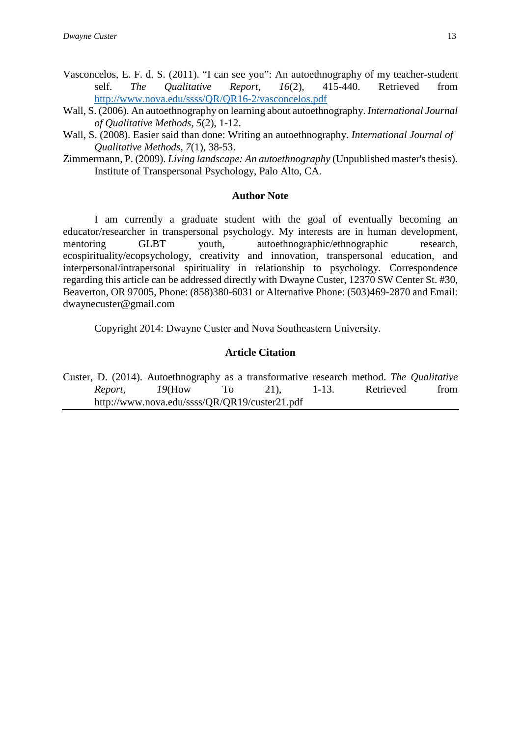Vasconcelos, E. F. d. S. (2011). "I can see you": An autoethnography of my teacher-student self. *The Qualitative Report*, *16*(2), 415-440. Retrieved from http://www.nova.edu/ssss/QR/QR16-2/vasconcelos.pdf

Wall, S. (2006). An autoethnography on learning about autoethnography. *International Journal of Qualitative Methods*, *5*(2), 1-12.

Wall, S. (2008). Easier said than done: Writing an autoethnography. *International Journal of Qualitative Methods*, *7*(1), 38-53.

Zimmermann, P. (2009). *Living landscape: An autoethnography* (Unpublished master's thesis). Institute of Transpersonal Psychology, Palo Alto, CA.

## Author Note

I am currently a graduate student with the goal of eventually becoming an educator/researcher in transpersonal psychology. My interests are in human development, mentoring GLBT youth, autoethnographic/ethnographic research, ecospirituality/ecopsychology, creativity and innovation, transpersonal education, and interpersonal/intrapersonal spirituality in relationship to psychology. Correspondence regarding this article can be addressed directly with Dwayne Custer, 12370 SW Center St. #30, Beaverton, OR 97005, Phone: (858)380-6031 or Alternative Phone: (503)469-2870 and Email: dwaynecuster@gmail.com

Copyright 2014: Dwayne Custer and Nova Southeastern University.

## Article Citation

Custer, D. (2014). Autoethnography as a transformative research method. *The Qualitative Report*, *19*(How To 21), 1-13. Retrieved from http://www.nova.edu/ssss/QR/QR19/custer21.pdf